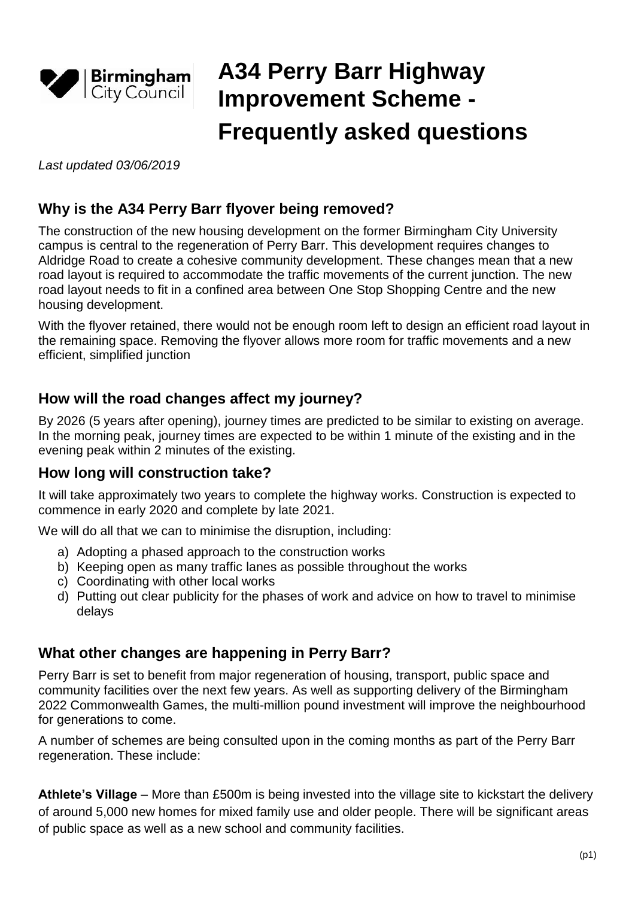Birmingham City Council

# A34 Perry Barr Highway Improvement Scheme - Frequently asked questions

*Last updated 03/06/2019*

## Why is the A34 Perry Barr flyover being removed?

The construction of the new housing development on the former Birmingham City University campus is central to the regeneration of Perry Barr. This development requires changes to Aldridge Road to create a cohesive community development. These changes mean that a new road layout is required to accommodate the traffic movements of the current junction. The new road layout needs to fit in a confined area between One Stop Shopping Centre and the new housing development.

With the flyover retained, there would not be enough room left to design an efficient road layout in the remaining space. Removing the flyover allows more room for traffic movements and a new efficient, simplified junction

## How will the road changes affect my journey?

By 2026 (5 years after opening), journey times are predicted to be similar to existing on average. In the morning peak, journey times are expected to be within 1 minute of the existing and in the evening peak within 2 minutes of the existing.

## How long will construction take?

It will take approximately two years to complete the highway works. Construction is expected to commence in early 2020 and complete by late 2021.

We will do all that we can to minimise the disruption, including:

a) Adopting a phased approach to the construction works
b) Keeping open as many traffic lanes as possible throughout the works
c) Coordinating with other local works
d) Putting out clear publicity for the phases of work and advice on how to travel to minimise delays

## What other changes are happening in Perry Barr?

Perry Barr is set to benefit from major regeneration of housing, transport, public space and community facilities over the next few years. As well as supporting delivery of the Birmingham 2022 Commonwealth Games, the multi-million pound investment will improve the neighbourhood for generations to come.

A number of schemes are being consulted upon in the coming months as part of the Perry Barr regeneration. These include:

**Athlete's Village** – More than £500m is being invested into the village site to kickstart the delivery of around 5,000 new homes for mixed family use and older people. There will be significant areas of public space as well as a new school and community facilities.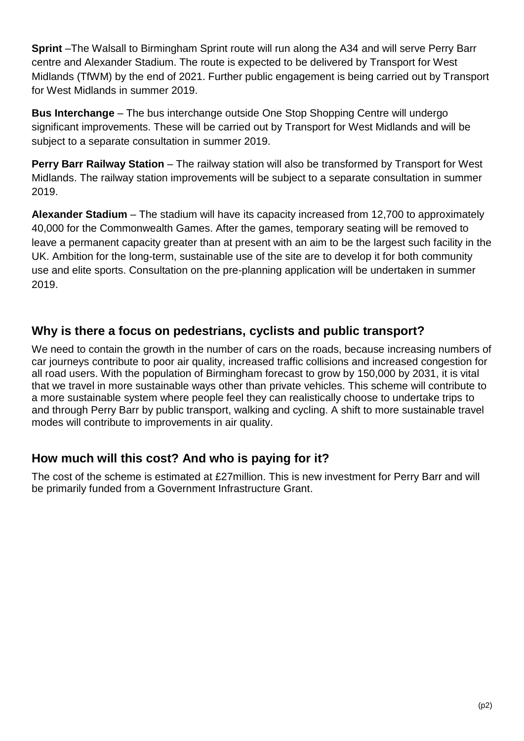**Sprint** –The Walsall to Birmingham Sprint route will run along the A34 and will serve Perry Barr centre and Alexander Stadium. The route is expected to be delivered by Transport for West Midlands (TfWM) by the end of 2021. Further public engagement is being carried out by Transport for West Midlands in summer 2019.

**Bus Interchange** – The bus interchange outside One Stop Shopping Centre will undergo significant improvements. These will be carried out by Transport for West Midlands and will be subject to a separate consultation in summer 2019.

**Perry Barr Railway Station** – The railway station will also be transformed by Transport for West Midlands. The railway station improvements will be subject to a separate consultation in summer 2019.

**Alexander Stadium** – The stadium will have its capacity increased from 12,700 to approximately 40,000 for the Commonwealth Games. After the games, temporary seating will be removed to leave a permanent capacity greater than at present with an aim to be the largest such facility in the UK. Ambition for the long-term, sustainable use of the site are to develop it for both community use and elite sports. Consultation on the pre-planning application will be undertaken in summer 2019.

## Why is there a focus on pedestrians, cyclists and public transport?

We need to contain the growth in the number of cars on the roads, because increasing numbers of car journeys contribute to poor air quality, increased traffic collisions and increased congestion for all road users. With the population of Birmingham forecast to grow by 150,000 by 2031, it is vital that we travel in more sustainable ways other than private vehicles. This scheme will contribute to a more sustainable system where people feel they can realistically choose to undertake trips to and through Perry Barr by public transport, walking and cycling. A shift to more sustainable travel modes will contribute to improvements in air quality.

## How much will this cost? And who is paying for it?

The cost of the scheme is estimated at £27million. This is new investment for Perry Barr and will be primarily funded from a Government Infrastructure Grant.